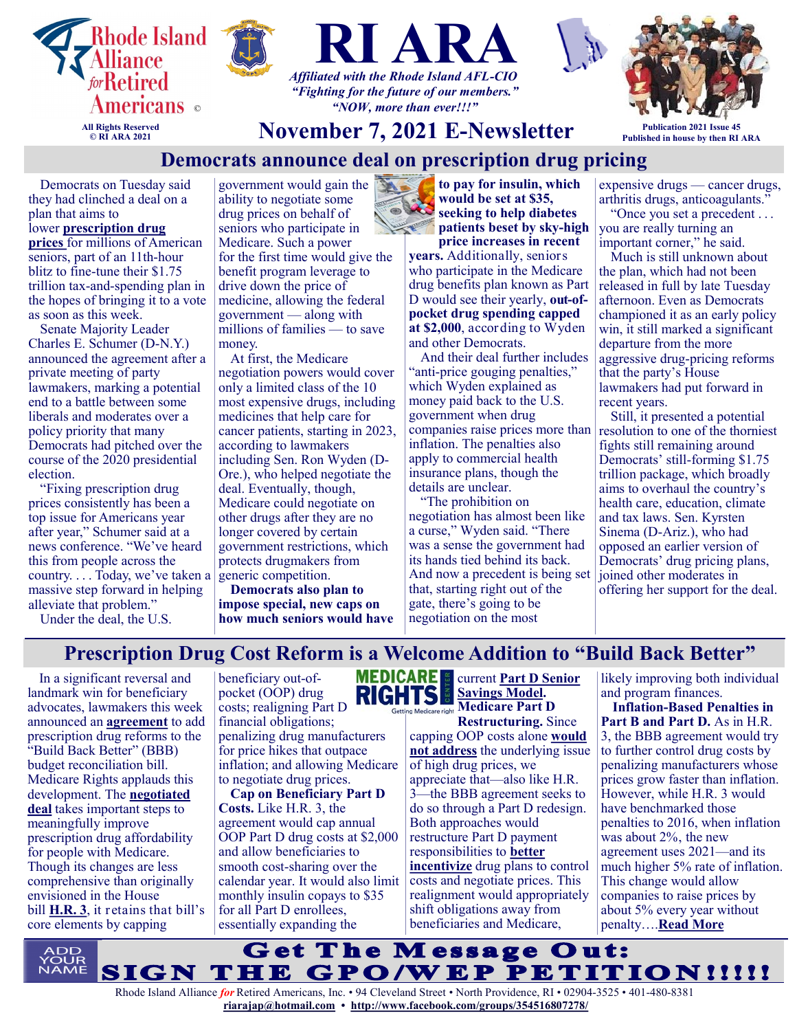Rhode Island Alliance *for* Retired Americans ©

All Rights Reserved
© RI ARA 2021

# RI ARA

*Affiliated with the Rhode Island AFL-CIO*
*"Fighting for the future of our members."*
*"NOW, more than ever!!!"*

## November 7, 2021 E-Newsletter

Publication 2021 Issue 45
Published in house by then RI ARA

## Democrats announce deal on prescription drug pricing

Democrats on Tuesday said they had clinched a deal on a plan that aims to lower **prescription drug prices** for millions of American seniors, part of an 11th-hour blitz to fine-tune their $1.75 trillion tax-and-spending plan in the hopes of bringing it to a vote as soon as this week.

Senate Majority Leader Charles E. Schumer (D-N.Y.) announced the agreement after a private meeting of party lawmakers, marking a potential end to a battle between some liberals and moderates over a policy priority that many Democrats had pitched over the course of the 2020 presidential election.

"Fixing prescription drug prices consistently has been a top issue for Americans year after year," Schumer said at a news conference. "We've heard this from people across the country. . . . Today, we've taken a massive step forward in helping alleviate that problem."

Under the deal, the U.S. government would gain the ability to negotiate some drug prices on behalf of seniors who participate in Medicare. Such a power for the first time would give the benefit program leverage to drive down the price of medicine, allowing the federal government — along with millions of families — to save money.

At first, the Medicare negotiation powers would cover only a limited class of the 10 most expensive drugs, including medicines that help care for cancer patients, starting in 2023, according to lawmakers including Sen. Ron Wyden (D-Ore.), who helped negotiate the deal. Eventually, though, Medicare could negotiate on other drugs after they are no longer covered by certain government restrictions, which protects drugmakers from generic competition.

**Democrats also plan to impose special, new caps on how much seniors would have to pay for insulin, which would be set at $35, seeking to help diabetes patients beset by sky-high price increases in recent years.** Additionally, seniors who participate in the Medicare drug benefits plan known as Part D would see their yearly, **out-of-pocket drug spending capped at $2,000**, according to Wyden and other Democrats.

And their deal further includes "anti-price gouging penalties," which Wyden explained as money paid back to the U.S. government when drug companies raise prices more than inflation. The penalties also apply to commercial health insurance plans, though the details are unclear.

"The prohibition on negotiation has almost been like a curse," Wyden said. "There was a sense the government had its hands tied behind its back. And now a precedent is being set that, starting right out of the gate, there's going to be negotiation on the most expensive drugs — cancer drugs, arthritis drugs, anticoagulants."

"Once you set a precedent . . . you are really turning an important corner," he said.

Much is still unknown about the plan, which had not been released in full by late Tuesday afternoon. Even as Democrats championed it as an early policy win, it still marked a significant departure from the more aggressive drug-pricing reforms that the party's House lawmakers had put forward in recent years.

Still, it presented a potential resolution to one of the thorniest fights still remaining around Democrats' still-forming $1.75 trillion package, which broadly aims to overhaul the country's health care, education, climate and tax laws. Sen. Kyrsten Sinema (D-Ariz.), who had opposed an earlier version of Democrats' drug pricing plans, joined other moderates in offering her support for the deal.

## Prescription Drug Cost Reform is a Welcome Addition to "Build Back Better"

In a significant reversal and landmark win for beneficiary advocates, lawmakers this week announced an **agreement** to add prescription drug reforms to the "Build Back Better" (BBB) budget reconciliation bill. Medicare Rights applauds this development. The **negotiated deal** takes important steps to meaningfully improve prescription drug affordability for people with Medicare. Though its changes are less comprehensive than originally envisioned in the House bill **H.R. 3**, it retains that bill's core elements by capping beneficiary out-of-pocket (OOP) drug costs; realigning Part D financial obligations; penalizing drug manufacturers for price hikes that outpace inflation; and allowing Medicare to negotiate drug prices.

**Cap on Beneficiary Part D Costs.** Like H.R. 3, the agreement would cap annual OOP Part D drug costs at $2,000 and allow beneficiaries to smooth cost-sharing over the calendar year. It would also limit monthly insulin copays to $35 for all Part D enrollees, essentially expanding the current **Part D Senior Savings Model.**

**Medicare Part D Restructuring.** Since capping OOP costs alone **would not address** the underlying issue of high drug prices, we appreciate that—also like H.R. 3—the BBB agreement seeks to do so through a Part D redesign. Both approaches would restructure Part D payment responsibilities to **better incentivize** drug plans to control costs and negotiate prices. This realignment would appropriately shift obligations away from beneficiaries and Medicare, likely improving both individual and program finances.

**Inflation-Based Penalties in Part B and Part D.** As in H.R. 3, the BBB agreement would try to further control drug costs by penalizing manufacturers whose prices grow faster than inflation. However, while H.R. 3 would have benchmarked those penalties to 2016, when inflation was about 2%, the new agreement uses 2021—and its much higher 5% rate of inflation. This change would allow companies to raise prices by about 5% every year without penalty….**Read More**

ADD YOUR NAME

**Get The Message Out:**
**SIGN THE GPO/WEP PETITION!!!!!**

Rhode Island Alliance *for* Retired Americans, Inc. • 94 Cleveland Street • North Providence, RI • 02904-3525 • 401-480-8381
**riarajap@hotmail.com** • **http://www.facebook.com/groups/354516807278/**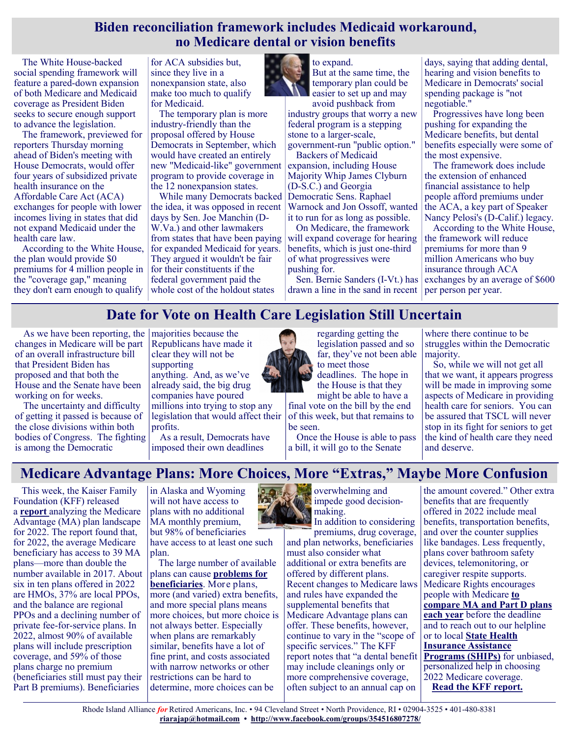## Biden reconciliation framework includes Medicaid workaround, no Medicare dental or vision benefits

The White House-backed social spending framework will feature a pared-down expansion of both Medicare and Medicaid coverage as President Biden seeks to secure enough support to advance the legislation.

The framework, previewed for reporters Thursday morning ahead of Biden's meeting with House Democrats, would offer four years of subsidized private health insurance on the Affordable Care Act (ACA) exchanges for people with lower incomes living in states that did not expand Medicaid under the health care law.

According to the White House, the plan would provide $0 premiums for 4 million people in the "coverage gap," meaning they don't earn enough to qualify for ACA subsidies but, since they live in a nonexpansion state, also make too much to qualify for Medicaid.

The temporary plan is more industry-friendly than the proposal offered by House Democrats in September, which would have created an entirely new "Medicaid-like" government program to provide coverage in the 12 nonexpansion states.

While many Democrats backed the idea, it was opposed in recent days by Sen. Joe Manchin (D-W.Va.) and other lawmakers from states that have been paying for expanded Medicaid for years. They argued it wouldn't be fair for their constituents if the federal government paid the whole cost of the holdout states to expand.

But at the same time, the temporary plan could be easier to set up and may avoid pushback from industry groups that worry a new federal program is a stepping stone to a larger-scale, government-run "public option."

Backers of Medicaid expansion, including House Majority Whip James Clyburn (D-S.C.) and Georgia Democratic Sens. Raphael Warnock and Jon Ossoff, wanted it to run for as long as possible.

On Medicare, the framework will expand coverage for hearing benefits, which is just one-third of what progressives were pushing for.

Sen. Bernie Sanders (I-Vt.) has drawn a line in the sand in recent days, saying that adding dental, hearing and vision benefits to Medicare in Democrats' social spending package is "not negotiable."

Progressives have long been pushing for expanding the Medicare benefits, but dental benefits especially were some of the most expensive.

The framework does include the extension of enhanced financial assistance to help people afford premiums under the ACA, a key part of Speaker Nancy Pelosi's (D-Calif.) legacy.

According to the White House, the framework will reduce premiums for more than 9 million Americans who buy insurance through ACA exchanges by an average of $600 per person per year.

## Date for Vote on Health Care Legislation Still Uncertain

As we have been reporting, the changes in Medicare will be part of an overall infrastructure bill that President Biden has proposed and that both the House and the Senate have been working on for weeks.

The uncertainty and difficulty of getting it passed is because of the close divisions within both bodies of Congress. The fighting is among the Democratic majorities because the Republicans have made it clear they will not be supporting anything. And, as we've already said, the big drug companies have poured millions into trying to stop any legislation that would affect their profits.

As a result, Democrats have imposed their own deadlines regarding getting the legislation passed and so far, they've not been able to meet those deadlines. The hope in the House is that they might be able to have a final vote on the bill by the end of this week, but that remains to be seen.

Once the House is able to pass a bill, it will go to the Senate where there continue to be struggles within the Democratic majority.

So, while we will not get all that we want, it appears progress will be made in improving some aspects of Medicare in providing health care for seniors. You can be assured that TSCL will never stop in its fight for seniors to get the kind of health care they need and deserve.

## Medicare Advantage Plans: More Choices, More "Extras," Maybe More Confusion

This week, the Kaiser Family Foundation (KFF) released a **report** analyzing the Medicare Advantage (MA) plan landscape for 2022. The report found that, for 2022, the average Medicare beneficiary has access to 39 MA plans—more than double the number available in 2017. About six in ten plans offered in 2022 are HMOs, 37% are local PPOs, and the balance are regional PPOs and a declining number of private fee-for-service plans. In 2022, almost 90% of available plans will include prescription coverage, and 59% of those plans charge no premium (beneficiaries still must pay their Part B premiums). Beneficiaries in Alaska and Wyoming will not have access to plans with no additional MA monthly premium, but 98% of beneficiaries have access to at least one such plan.

The large number of available plans can cause **problems for beneficiaries**. More plans, more (and varied) extra benefits, and more special plans means more choices, but more choice is not always better. Especially when plans are remarkably similar, benefits have a lot of fine print, and costs associated with narrow networks or other restrictions can be hard to determine, more choices can be overwhelming and impede good decision-making.

In addition to considering premiums, drug coverage, and plan networks, beneficiaries must also consider what additional or extra benefits are offered by different plans. Recent changes to Medicare laws and rules have expanded the supplemental benefits that Medicare Advantage plans can offer. These benefits, however, continue to vary in the "scope of specific services." The KFF report notes that "a dental benefit may include cleanings only or more comprehensive coverage, often subject to an annual cap on the amount covered." Other extra benefits that are frequently offered in 2022 include meal benefits, transportation benefits, and over the counter supplies like bandages. Less frequently, plans cover bathroom safety devices, telemonitoring, or caregiver respite supports. Medicare Rights encourages people with Medicare **to compare MA and Part D plans each year** before the deadline and to reach out to our helpline or to local **State Health Insurance Assistance Programs (SHIPs)** for unbiased, personalized help in choosing 2022 Medicare coverage.

**Read the KFF report.**

Rhode Island Alliance *for* Retired Americans, Inc. • 94 Cleveland Street • North Providence, RI • 02904-3525 • 401-480-8381
riarajap@hotmail.com • http://www.facebook.com/groups/354516807278/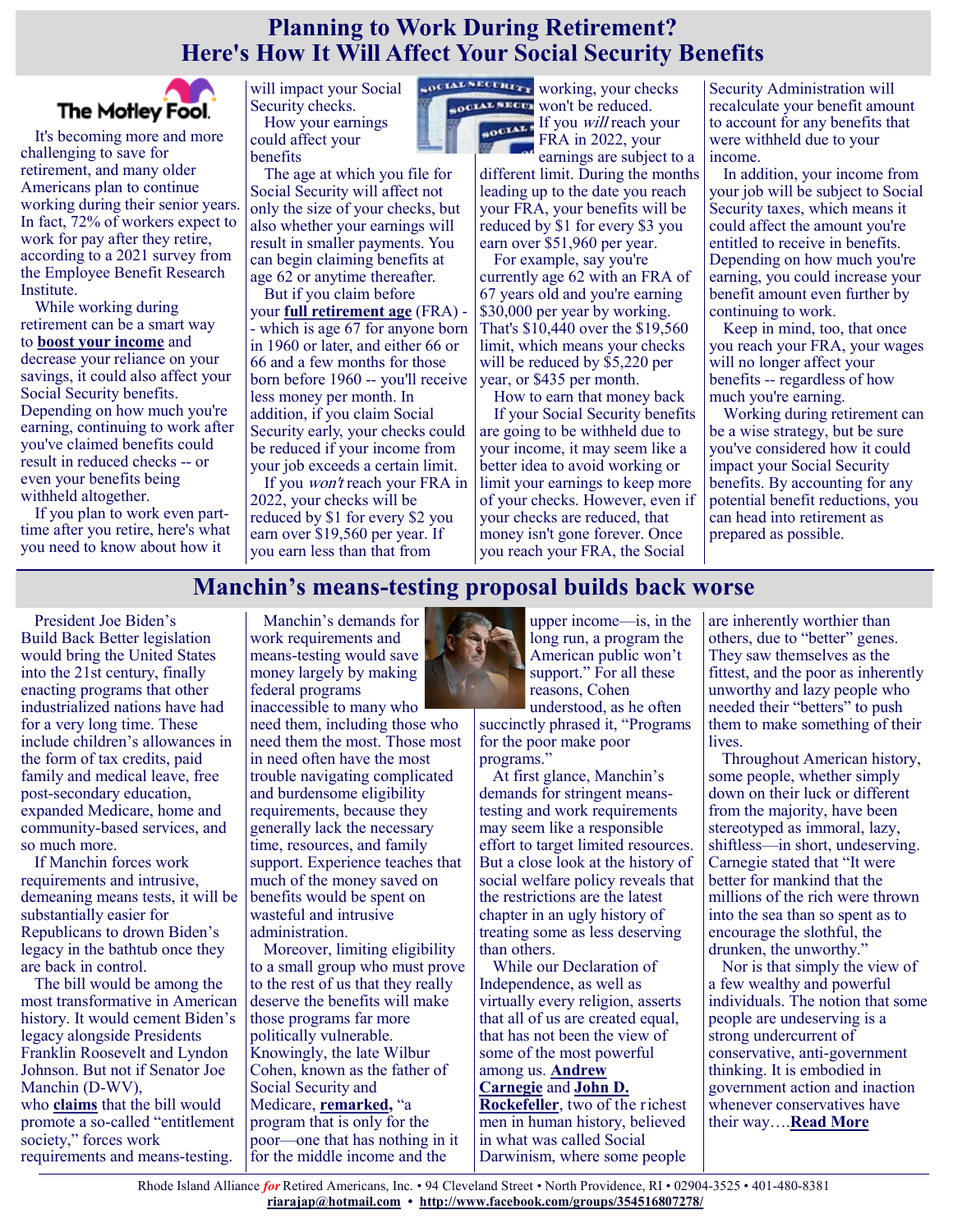# Planning to Work During Retirement? Here's How It Will Affect Your Social Security Benefits

It's becoming more and more challenging to save for retirement, and many older Americans plan to continue working during their senior years. In fact, 72% of workers expect to work for pay after they retire, according to a 2021 survey from the Employee Benefit Research Institute.

While working during retirement can be a smart way to **boost your income** and decrease your reliance on your savings, it could also affect your Social Security benefits. Depending on how much you're earning, continuing to work after you've claimed benefits could result in reduced checks -- or even your benefits being withheld altogether.

If you plan to work even part-time after you retire, here's what you need to know about how it will impact your Social Security checks.

### How your earnings could affect your benefits

The age at which you file for Social Security will affect not only the size of your checks, but also whether your earnings will result in smaller payments. You can begin claiming benefits at age 62 or anytime thereafter.

But if you claim before your **full retirement age** (FRA) -- which is age 67 for anyone born in 1960 or later, and either 66 or 66 and a few months for those born before 1960 -- you'll receive less money per month. In addition, if you claim Social Security early, your checks could be reduced if your income from your job exceeds a certain limit.

If you *won't* reach your FRA in 2022, your checks will be reduced by $1 for every $2 you earn over $19,560 per year. If you earn less than that from working, your checks won't be reduced.

If you *will* reach your FRA in 2022, your earnings are subject to a different limit. During the months leading up to the date you reach your FRA, your benefits will be reduced by $1 for every $3 you earn over $51,960 per year.

For example, say you're currently age 62 with an FRA of 67 years old and you're earning $30,000 per year by working. That's $10,440 over the $19,560 limit, which means your checks will be reduced by $5,220 per year, or $435 per month.

### How to earn that money back

If your Social Security benefits are going to be withheld due to your income, it may seem like a better idea to avoid working or limit your earnings to keep more of your checks. However, even if your checks are reduced, that money isn't gone forever. Once you reach your FRA, the Social Security Administration will recalculate your benefit amount to account for any benefits that were withheld due to your income.

In addition, your income from your job will be subject to Social Security taxes, which means it could affect the amount you're entitled to receive in benefits. Depending on how much you're earning, you could increase your benefit amount even further by continuing to work.

Keep in mind, too, that once you reach your FRA, your wages will no longer affect your benefits -- regardless of how much you're earning.

Working during retirement can be a wise strategy, but be sure you've considered how it could impact your Social Security benefits. By accounting for any potential benefit reductions, you can head into retirement as prepared as possible.

# Manchin's means-testing proposal builds back worse

President Joe Biden's Build Back Better legislation would bring the United States into the 21st century, finally enacting programs that other industrialized nations have had for a very long time. These include children's allowances in the form of tax credits, paid family and medical leave, free post-secondary education, expanded Medicare, home and community-based services, and so much more.

If Manchin forces work requirements and intrusive, demeaning means tests, it will be substantially easier for Republicans to drown Biden's legacy in the bathtub once they are back in control.

The bill would be among the most transformative in American history. It would cement Biden's legacy alongside Presidents Franklin Roosevelt and Lyndon Johnson. But not if Senator Joe Manchin (D-WV), who **claims** that the bill would promote a so-called "entitlement society," forces work requirements and means-testing.

Manchin's demands for work requirements and means-testing would save money largely by making federal programs inaccessible to many who need them, including those who need them the most. Those most in need often have the most trouble navigating complicated and burdensome eligibility requirements, because they generally lack the necessary time, resources, and family support. Experience teaches that much of the money saved on benefits would be spent on wasteful and intrusive administration.

Moreover, limiting eligibility to a small group who must prove to the rest of us that they really deserve the benefits will make those programs far more politically vulnerable. Knowingly, the late Wilbur Cohen, known as the father of Social Security and Medicare, **remarked,** "a program that is only for the poor—one that has nothing in it for the middle income and the upper income—is, in the long run, a program the American public won't support." For all these reasons, Cohen understood, as he often succinctly phrased it, "Programs for the poor make poor programs."

At first glance, Manchin's demands for stringent means-testing and work requirements may seem like a responsible effort to target limited resources. But a close look at the history of social welfare policy reveals that the restrictions are the latest chapter in an ugly history of treating some as less deserving than others.

While our Declaration of Independence, as well as virtually every religion, asserts that all of us are created equal, that has not been the view of some of the most powerful among us. **Andrew Carnegie** and **John D. Rockefeller**, two of the richest men in human history, believed in what was called Social Darwinism, where some people are inherently worthier than others, due to "better" genes. They saw themselves as the fittest, and the poor as inherently unworthy and lazy people who needed their "betters" to push them to make something of their lives.

Throughout American history, some people, whether simply down on their luck or different from the majority, have been stereotyped as immoral, lazy, shiftless—in short, undeserving. Carnegie stated that "It were better for mankind that the millions of the rich were thrown into the sea than so spent as to encourage the slothful, the drunken, the unworthy."

Nor is that simply the view of a few wealthy and powerful individuals. The notion that some people are undeserving is a strong undercurrent of conservative, anti-government thinking. It is embodied in government action and inaction whenever conservatives have their way….**Read More**

Rhode Island Alliance *for* Retired Americans, Inc. • 94 Cleveland Street • North Providence, RI • 02904-3525 • 401-480-8381
**riarajap@hotmail.com** • **http://www.facebook.com/groups/354516807278/**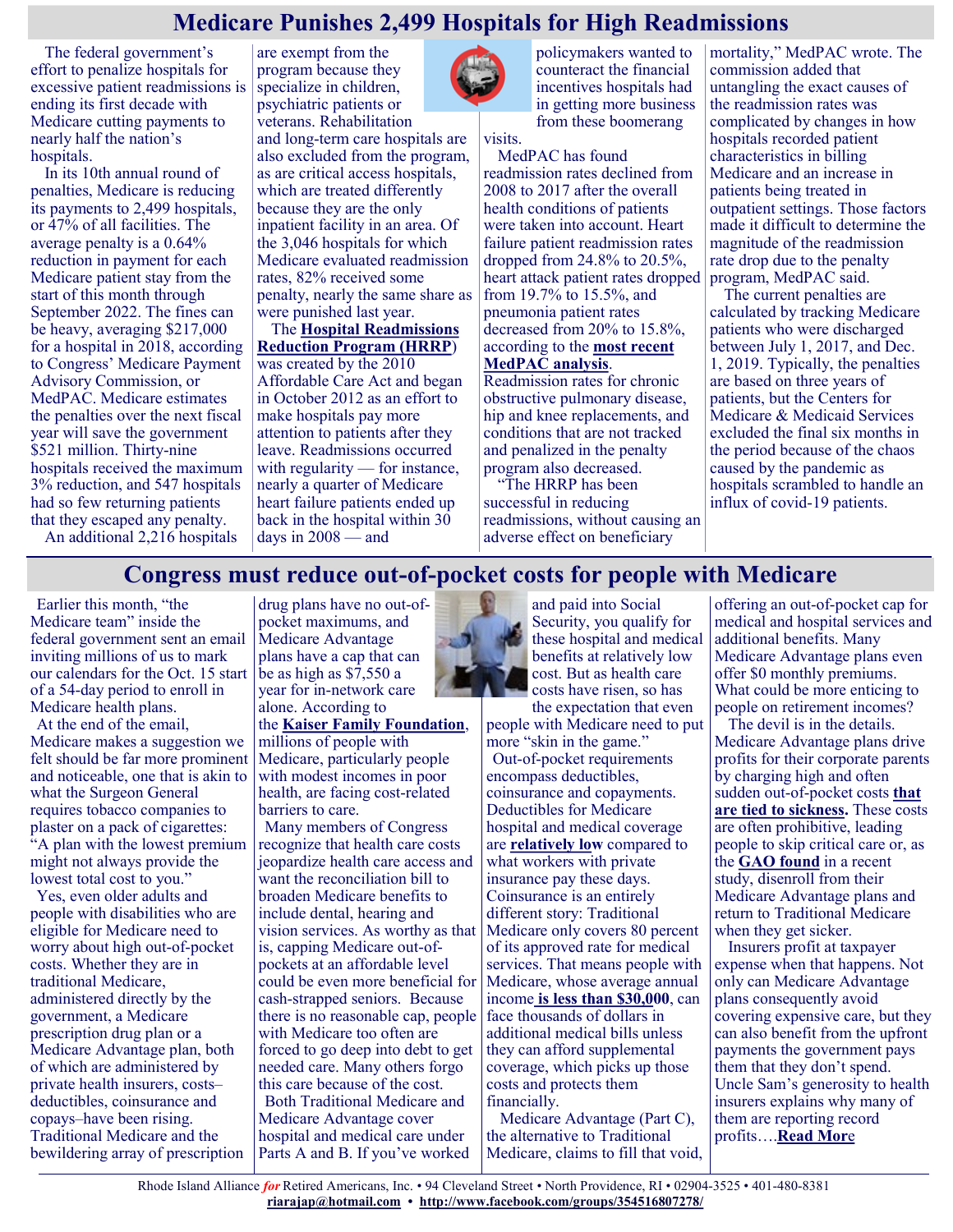# Medicare Punishes 2,499 Hospitals for High Readmissions

The federal government's effort to penalize hospitals for excessive patient readmissions is ending its first decade with Medicare cutting payments to nearly half the nation's hospitals.

In its 10th annual round of penalties, Medicare is reducing its payments to 2,499 hospitals, or 47% of all facilities. The average penalty is a 0.64% reduction in payment for each Medicare patient stay from the start of this month through September 2022. The fines can be heavy, averaging $217,000 for a hospital in 2018, according to Congress' Medicare Payment Advisory Commission, or MedPAC. Medicare estimates the penalties over the next fiscal year will save the government $521 million. Thirty-nine hospitals received the maximum 3% reduction, and 547 hospitals had so few returning patients that they escaped any penalty.

An additional 2,216 hospitals are exempt from the program because they specialize in children, psychiatric patients or veterans. Rehabilitation and long-term care hospitals are also excluded from the program, as are critical access hospitals, which are treated differently because they are the only inpatient facility in an area. Of the 3,046 hospitals for which Medicare evaluated readmission rates, 82% received some penalty, nearly the same share as were punished last year.

The **Hospital Readmissions Reduction Program (HRRP)** was created by the 2010 Affordable Care Act and began in October 2012 as an effort to make hospitals pay more attention to patients after they leave. Readmissions occurred with regularity — for instance, nearly a quarter of Medicare heart failure patients ended up back in the hospital within 30 days in 2008 — and policymakers wanted to counteract the financial incentives hospitals had in getting more business from these boomerang visits.

MedPAC has found readmission rates declined from 2008 to 2017 after the overall health conditions of patients were taken into account. Heart failure patient readmission rates dropped from 24.8% to 20.5%, heart attack patient rates dropped from 19.7% to 15.5%, and pneumonia patient rates decreased from 20% to 15.8%, according to the **most recent MedPAC analysis**. Readmission rates for chronic obstructive pulmonary disease, hip and knee replacements, and conditions that are not tracked and penalized in the penalty program also decreased.

"The HRRP has been successful in reducing readmissions, without causing an adverse effect on beneficiary mortality," MedPAC wrote. The commission added that untangling the exact causes of the readmission rates was complicated by changes in how hospitals recorded patient characteristics in billing Medicare and an increase in patients being treated in outpatient settings. Those factors made it difficult to determine the magnitude of the readmission rate drop due to the penalty program, MedPAC said.

The current penalties are calculated by tracking Medicare patients who were discharged between July 1, 2017, and Dec. 1, 2019. Typically, the penalties are based on three years of patients, but the Centers for Medicare & Medicaid Services excluded the final six months in the period because of the chaos caused by the pandemic as hospitals scrambled to handle an influx of covid-19 patients.

# Congress must reduce out-of-pocket costs for people with Medicare

Earlier this month, "the Medicare team" inside the federal government sent an email inviting millions of us to mark our calendars for the Oct. 15 start of a 54-day period to enroll in Medicare health plans.

At the end of the email, Medicare makes a suggestion we felt should be far more prominent and noticeable, one that is akin to what the Surgeon General requires tobacco companies to plaster on a pack of cigarettes: "A plan with the lowest premium might not always provide the lowest total cost to you."

Yes, even older adults and people with disabilities who are eligible for Medicare need to worry about high out-of-pocket costs. Whether they are in traditional Medicare, administered directly by the government, a Medicare prescription drug plan or a Medicare Advantage plan, both of which are administered by private health insurers, costs–deductibles, coinsurance and copays–have been rising. Traditional Medicare and the bewildering array of prescription drug plans have no out-of-pocket maximums, and Medicare Advantage plans have a cap that can be as high as $7,550 a year for in-network care alone. According to the **Kaiser Family Foundation**, millions of people with Medicare, particularly people with modest incomes in poor health, are facing cost-related barriers to care.

Many members of Congress recognize that health care costs jeopardize health care access and want the reconciliation bill to broaden Medicare benefits to include dental, hearing and vision services. As worthy as that is, capping Medicare out-of-pockets at an affordable level could be even more beneficial for cash-strapped seniors. Because there is no reasonable cap, people with Medicare too often are forced to go deep into debt to get needed care. Many others forgo this care because of the cost.

Both Traditional Medicare and Medicare Advantage cover hospital and medical care under Parts A and B. If you've worked and paid into Social Security, you qualify for these hospital and medical benefits at relatively low cost. But as health care costs have risen, so has the expectation that even people with Medicare need to put more "skin in the game."

Out-of-pocket requirements encompass deductibles, coinsurance and copayments. Deductibles for Medicare hospital and medical coverage are **relatively low** compared to what workers with private insurance pay these days. Coinsurance is an entirely different story: Traditional Medicare only covers 80 percent of its approved rate for medical services. That means people with Medicare, whose average annual income **is less than $30,000**, can face thousands of dollars in additional medical bills unless they can afford supplemental coverage, which picks up those costs and protects them financially.

Medicare Advantage (Part C), the alternative to Traditional Medicare, claims to fill that void, offering an out-of-pocket cap for medical and hospital services and additional benefits. Many Medicare Advantage plans even offer $0 monthly premiums. What could be more enticing to people on retirement incomes?

The devil is in the details. Medicare Advantage plans drive profits for their corporate parents by charging high and often sudden out-of-pocket costs **that are tied to sickness**. These costs are often prohibitive, leading people to skip critical care or, as the **GAO found** in a recent study, disenroll from their Medicare Advantage plans and return to Traditional Medicare when they get sicker.

Insurers profit at taxpayer expense when that happens. Not only can Medicare Advantage plans consequently avoid covering expensive care, but they can also benefit from the upfront payments the government pays them that they don't spend. Uncle Sam's generosity to health insurers explains why many of them are reporting record profits….**Read More**

Rhode Island Alliance *for* Retired Americans, Inc. • 94 Cleveland Street • North Providence, RI • 02904-3525 • 401-480-8381
**riarajap@hotmail.com** • **http://www.facebook.com/groups/354516807278/**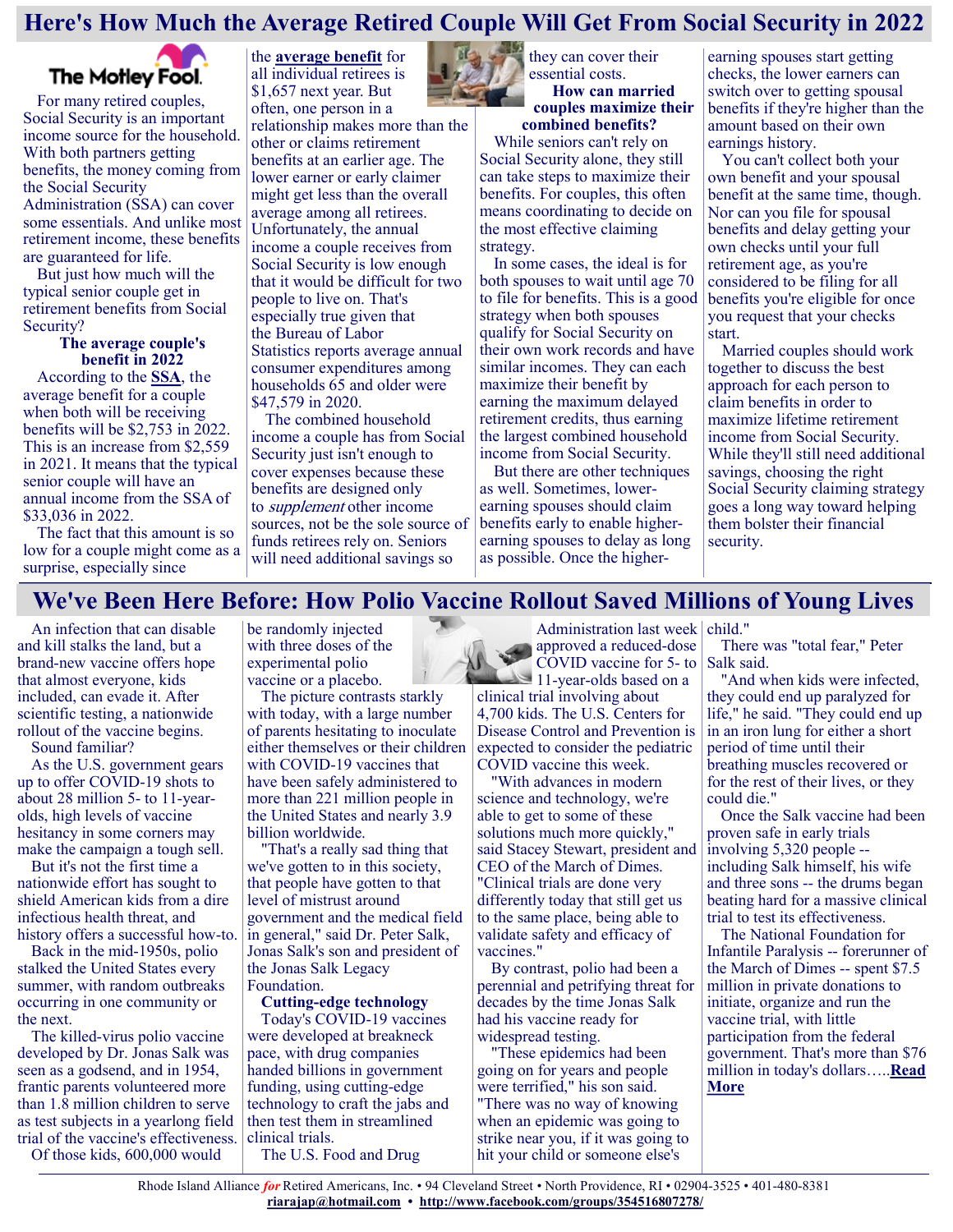# Here's How Much the Average Retired Couple Will Get From Social Security in 2022

The Motley Fool.

For many retired couples, Social Security is an important income source for the household. With both partners getting benefits, the money coming from the Social Security Administration (SSA) can cover some essentials. And unlike most retirement income, these benefits are guaranteed for life.

But just how much will the typical senior couple get in retirement benefits from Social Security?

**The average couple's benefit in 2022**

According to the **SSA**, the average benefit for a couple when both will be receiving benefits will be $2,753 in 2022. This is an increase from $2,559 in 2021. It means that the typical senior couple will have an annual income from the SSA of $33,036 in 2022.

The fact that this amount is so low for a couple might come as a surprise, especially since the **average benefit** for all individual retirees is $1,657 next year. But often, one person in a relationship makes more than the other or claims retirement benefits at an earlier age. The lower earner or early claimer might get less than the overall average among all retirees. Unfortunately, the annual income a couple receives from Social Security is low enough that it would be difficult for two people to live on. That's especially true given that the Bureau of Labor Statistics reports average annual consumer expenditures among households 65 and older were $47,579 in 2020.

The combined household income a couple has from Social Security just isn't enough to cover expenses because these benefits are designed only to *supplement* other income sources, not be the sole source of funds retirees rely on. Seniors will need additional savings so they can cover their essential costs.

**How can married couples maximize their combined benefits?**

While seniors can't rely on Social Security alone, they still can take steps to maximize their benefits. For couples, this often means coordinating to decide on the most effective claiming strategy.

In some cases, the ideal is for both spouses to wait until age 70 to file for benefits. This is a good strategy when both spouses qualify for Social Security on their own work records and have similar incomes. They can each maximize their benefit by earning the maximum delayed retirement credits, thus earning the largest combined household income from Social Security.

But there are other techniques as well. Sometimes, lower-earning spouses should claim benefits early to enable higher-earning spouses to delay as long as possible. Once the higher-earning spouses start getting checks, the lower earners can switch over to getting spousal benefits if they're higher than the amount based on their own earnings history.

You can't collect both your own benefit and your spousal benefit at the same time, though. Nor can you file for spousal benefits and delay getting your own checks until your full retirement age, as you're considered to be filing for all benefits you're eligible for once you request that your checks start.

Married couples should work together to discuss the best approach for each person to claim benefits in order to maximize lifetime retirement income from Social Security. While they'll still need additional savings, choosing the right Social Security claiming strategy goes a long way toward helping them bolster their financial security.

# We've Been Here Before: How Polio Vaccine Rollout Saved Millions of Young Lives

An infection that can disable and kill stalks the land, but a brand-new vaccine offers hope that almost everyone, kids included, can evade it. After scientific testing, a nationwide rollout of the vaccine begins.

Sound familiar?

As the U.S. government gears up to offer COVID-19 shots to about 28 million 5- to 11-year-olds, high levels of vaccine hesitancy in some corners may make the campaign a tough sell.

But it's not the first time a nationwide effort has sought to shield American kids from a dire infectious health threat, and history offers a successful how-to.

Back in the mid-1950s, polio stalked the United States every summer, with random outbreaks occurring in one community or the next.

The killed-virus polio vaccine developed by Dr. Jonas Salk was seen as a godsend, and in 1954, frantic parents volunteered more than 1.8 million children to serve as test subjects in a yearlong field trial of the vaccine's effectiveness.

Of those kids, 600,000 would be randomly injected with three doses of the experimental polio vaccine or a placebo.

The picture contrasts starkly with today, with a large number of parents hesitating to inoculate either themselves or their children with COVID-19 vaccines that have been safely administered to more than 221 million people in the United States and nearly 3.9 billion worldwide.

"That's a really sad thing that we've gotten to in this society, that people have gotten to that level of mistrust around government and the medical field in general," said Dr. Peter Salk, Jonas Salk's son and president of the Jonas Salk Legacy Foundation.

**Cutting-edge technology**

Today's COVID-19 vaccines were developed at breakneck pace, with drug companies handed billions in government funding, using cutting-edge technology to craft the jabs and then test them in streamlined clinical trials.

The U.S. Food and Drug Administration last week approved a reduced-dose COVID vaccine for 5- to 11-year-olds based on a clinical trial involving about 4,700 kids. The U.S. Centers for Disease Control and Prevention is expected to consider the pediatric COVID vaccine this week.

"With advances in modern science and technology, we're able to get to some of these solutions much more quickly," said Stacey Stewart, president and CEO of the March of Dimes. "Clinical trials are done very differently today that still get us to the same place, being able to validate safety and efficacy of vaccines."

By contrast, polio had been a perennial and petrifying threat for decades by the time Jonas Salk had his vaccine ready for widespread testing.

"These epidemics had been going on for years and people were terrified," his son said. "There was no way of knowing when an epidemic was going to strike near you, if it was going to hit your child or someone else's child."

There was "total fear," Peter Salk said.

"And when kids were infected, they could end up paralyzed for life," he said. "They could end up in an iron lung for either a short period of time until their breathing muscles recovered or for the rest of their lives, or they could die."

Once the Salk vaccine had been proven safe in early trials involving 5,320 people -- including Salk himself, his wife and three sons -- the drums began beating hard for a massive clinical trial to test its effectiveness.

The National Foundation for Infantile Paralysis -- forerunner of the March of Dimes -- spent $7.5 million in private donations to initiate, organize and run the vaccine trial, with little participation from the federal government. That's more than $76 million in today's dollars…..**Read More**

Rhode Island Alliance *for* Retired Americans, Inc. • 94 Cleveland Street • North Providence, RI • 02904-3525 • 401-480-8381
**riarajap@hotmail.com** • **http://www.facebook.com/groups/354516807278/**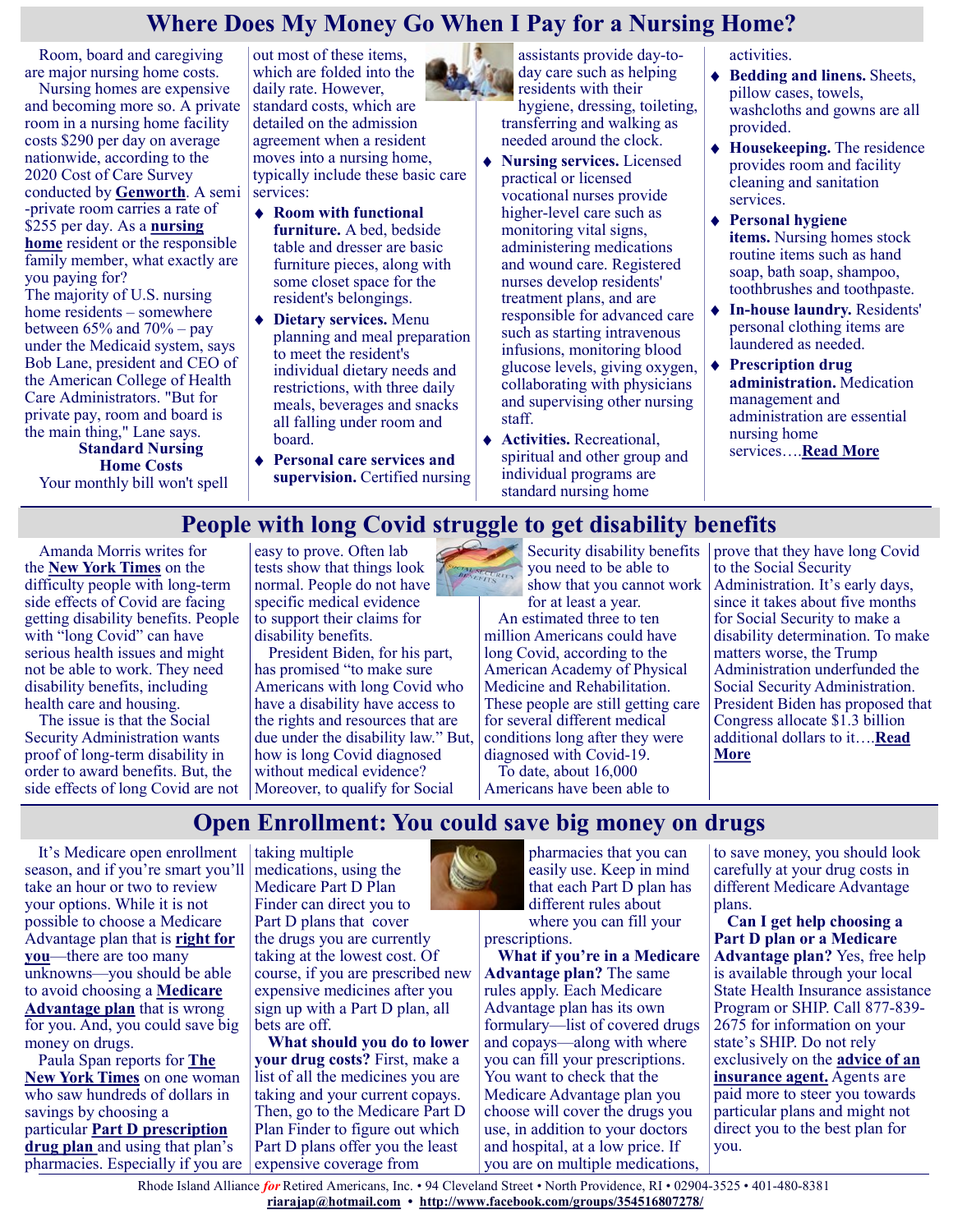## Where Does My Money Go When I Pay for a Nursing Home?

Room, board and caregiving are major nursing home costs.

Nursing homes are expensive and becoming more so. A private room in a nursing home facility costs $290 per day on average nationwide, according to the 2020 Cost of Care Survey conducted by **Genworth**. A semi-private room carries a rate of $255 per day. As a **nursing home** resident or the responsible family member, what exactly are you paying for?

The majority of U.S. nursing home residents – somewhere between 65% and 70% – pay under the Medicaid system, says Bob Lane, president and CEO of the American College of Health Care Administrators. "But for private pay, room and board is the main thing," Lane says.

**Standard Nursing Home Costs**

Your monthly bill won't spell out most of these items, which are folded into the daily rate. However, standard costs, which are detailed on the admission agreement when a resident moves into a nursing home, typically include these basic care services:

- **Room with functional furniture.** A bed, bedside table and dresser are basic furniture pieces, along with some closet space for the resident's belongings.
- **Dietary services.** Menu planning and meal preparation to meet the resident's individual dietary needs and restrictions, with three daily meals, beverages and snacks all falling under room and board.
- **Personal care services and supervision.** Certified nursing assistants provide day-to-day care such as helping residents with their hygiene, dressing, toileting, transferring and walking as needed around the clock.
- **Nursing services.** Licensed practical or licensed vocational nurses provide higher-level care such as monitoring vital signs, administering medications and wound care. Registered nurses develop residents' treatment plans, and are responsible for advanced care such as starting intravenous infusions, monitoring blood glucose levels, giving oxygen, collaborating with physicians and supervising other nursing staff.
- **Activities.** Recreational, spiritual and other group and individual programs are standard nursing home activities.
- **Bedding and linens.** Sheets, pillow cases, towels, washcloths and gowns are all provided.
- **Housekeeping.** The residence provides room and facility cleaning and sanitation services.
- **Personal hygiene items.** Nursing homes stock routine items such as hand soap, bath soap, shampoo, toothbrushes and toothpaste.
- **In-house laundry.** Residents' personal clothing items are laundered as needed.
- **Prescription drug administration.** Medication management and administration are essential nursing home services….**Read More**

## People with long Covid struggle to get disability benefits

Amanda Morris writes for the **New York Times** on the difficulty people with long-term side effects of Covid are facing getting disability benefits. People with "long Covid" can have serious health issues and might not be able to work. They need disability benefits, including health care and housing.

The issue is that the Social Security Administration wants proof of long-term disability in order to award benefits. But, the side effects of long Covid are not easy to prove. Often lab tests show that things look normal. People do not have specific medical evidence to support their claims for disability benefits.

President Biden, for his part, has promised "to make sure Americans with long Covid who have a disability have access to the rights and resources that are due under the disability law." But, how is long Covid diagnosed without medical evidence? Moreover, to qualify for Social Security disability benefits you need to be able to show that you cannot work for at least a year.

An estimated three to ten million Americans could have long Covid, according to the American Academy of Physical Medicine and Rehabilitation. These people are still getting care for several different medical conditions long after they were diagnosed with Covid-19.

To date, about 16,000 Americans have been able to prove that they have long Covid to the Social Security Administration. It's early days, since it takes about five months for Social Security to make a disability determination. To make matters worse, the Trump Administration underfunded the Social Security Administration. President Biden has proposed that Congress allocate $1.3 billion additional dollars to it….**Read More**

## Open Enrollment: You could save big money on drugs

It's Medicare open enrollment season, and if you're smart you'll take an hour or two to review your options. While it is not possible to choose a Medicare Advantage plan that is **right for you**—there are too many unknowns—you should be able to avoid choosing a **Medicare Advantage plan** that is wrong for you. And, you could save big money on drugs.

Paula Span reports for **The New York Times** on one woman who saw hundreds of dollars in savings by choosing a particular **Part D prescription drug plan** and using that plan's pharmacies. Especially if you are taking multiple medications, using the Medicare Part D Plan Finder can direct you to Part D plans that cover the drugs you are currently taking at the lowest cost. Of course, if you are prescribed new expensive medicines after you sign up with a Part D plan, all bets are off.

**What should you do to lower your drug costs?** First, make a list of all the medicines you are taking and your current copays. Then, go to the Medicare Part D Plan Finder to figure out which Part D plans offer you the least expensive coverage from pharmacies that you can easily use. Keep in mind that each Part D plan has different rules about where you can fill your prescriptions.

**What if you're in a Medicare Advantage plan?** The same rules apply. Each Medicare Advantage plan has its own formulary—list of covered drugs and copays—along with where you can fill your prescriptions. You want to check that the Medicare Advantage plan you choose will cover the drugs you use, in addition to your doctors and hospital, at a low price. If you are on multiple medications, to save money, you should look carefully at your drug costs in different Medicare Advantage plans.

**Can I get help choosing a Part D plan or a Medicare Advantage plan?** Yes, free help is available through your local State Health Insurance assistance Program or SHIP. Call 877-839-2675 for information on your state's SHIP. Do not rely exclusively on the **advice of an insurance agent.** Agents are paid more to steer you towards particular plans and might not direct you to the best plan for you.

Rhode Island Alliance *for* Retired Americans, Inc. • 94 Cleveland Street • North Providence, RI • 02904-3525 • 401-480-8381
**riarajap@hotmail.com** • **http://www.facebook.com/groups/354516807278/**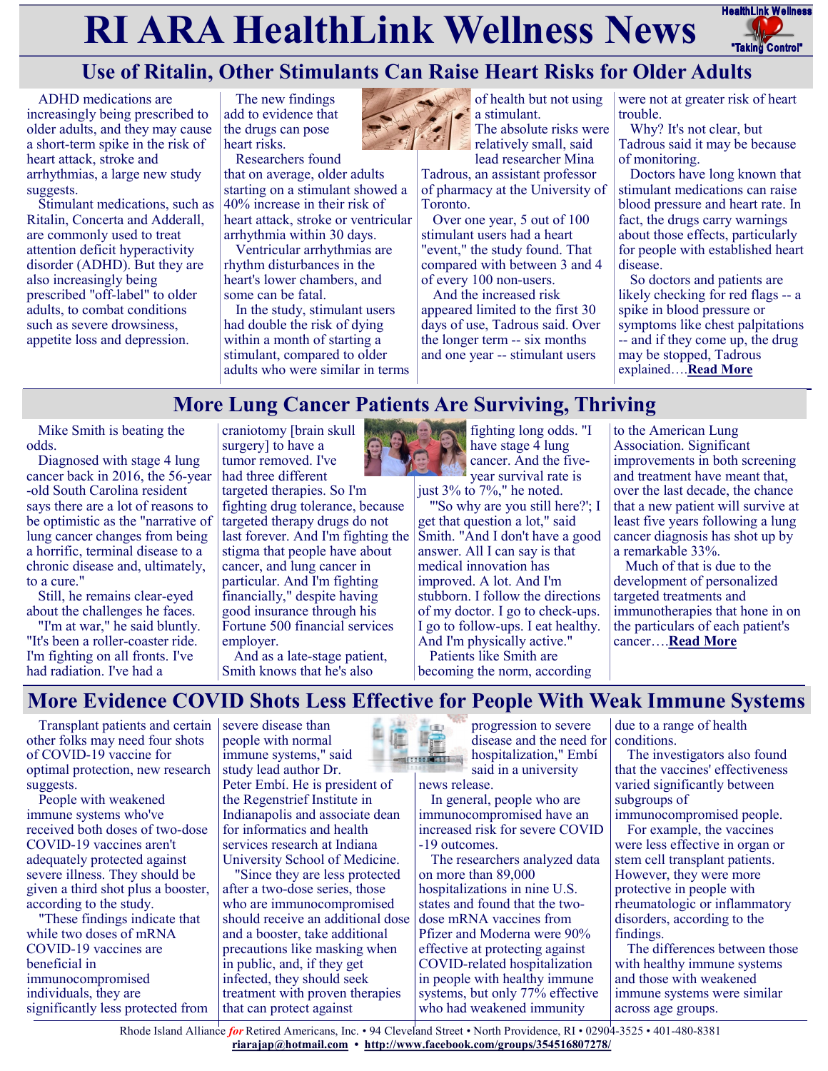# RI ARA HealthLink Wellness News

## Use of Ritalin, Other Stimulants Can Raise Heart Risks for Older Adults

ADHD medications are increasingly being prescribed to older adults, and they may cause a short-term spike in the risk of heart attack, stroke and arrhythmias, a large new study suggests.

Stimulant medications, such as Ritalin, Concerta and Adderall, are commonly used to treat attention deficit hyperactivity disorder (ADHD). But they are also increasingly being prescribed "off-label" to older adults, to combat conditions such as severe drowsiness, appetite loss and depression.

The new findings add to evidence that the drugs can pose heart risks.

Researchers found that on average, older adults starting on a stimulant showed a 40% increase in their risk of heart attack, stroke or ventricular arrhythmia within 30 days.

Ventricular arrhythmias are rhythm disturbances in the heart's lower chambers, and some can be fatal.

In the study, stimulant users had double the risk of dying within a month of starting a stimulant, compared to older adults who were similar in terms of health but not using a stimulant.

The absolute risks were relatively small, said lead researcher Mina Tadrous, an assistant professor of pharmacy at the University of Toronto.

Over one year, 5 out of 100 stimulant users had a heart "event," the study found. That compared with between 3 and 4 of every 100 non-users.

And the increased risk appeared limited to the first 30 days of use, Tadrous said. Over the longer term -- six months and one year -- stimulant users were not at greater risk of heart trouble.

Why? It's not clear, but Tadrous said it may be because of monitoring.

Doctors have long known that stimulant medications can raise blood pressure and heart rate. In fact, the drugs carry warnings about those effects, particularly for people with established heart disease.

So doctors and patients are likely checking for red flags -- a spike in blood pressure or symptoms like chest palpitations -- and if they come up, the drug may be stopped, Tadrous explained….**Read More**

## More Lung Cancer Patients Are Surviving, Thriving

Mike Smith is beating the odds.

Diagnosed with stage 4 lung cancer back in 2016, the 56-year-old South Carolina resident says there are a lot of reasons to be optimistic as the "narrative of lung cancer changes from being a horrific, terminal disease to a chronic disease and, ultimately, to a cure."

Still, he remains clear-eyed about the challenges he faces.

"I'm at war," he said bluntly. "It's been a roller-coaster ride. I'm fighting on all fronts. I've had radiation. I've had a craniotomy [brain skull surgery] to have a tumor removed. I've had three different targeted therapies. So I'm fighting drug tolerance, because targeted therapy drugs do not last forever. And I'm fighting the stigma that people have about cancer, and lung cancer in particular. And I'm fighting financially," despite having good insurance through his Fortune 500 financial services employer.

And as a late-stage patient, Smith knows that he's also fighting long odds. "I have stage 4 lung cancer. And the five-year survival rate is just 3% to 7%," he noted.

"'So why are you still here?'; I get that question a lot," said Smith. "And I don't have a good answer. All I can say is that medical innovation has improved. A lot. And I'm stubborn. I follow the directions of my doctor. I go to check-ups. I go to follow-ups. I eat healthy. And I'm physically active."

Patients like Smith are becoming the norm, according to the American Lung Association. Significant improvements in both screening and treatment have meant that, over the last decade, the chance that a new patient will survive at least five years following a lung cancer diagnosis has shot up by a remarkable 33%.

Much of that is due to the development of personalized targeted treatments and immunotherapies that hone in on the particulars of each patient's cancer….**Read More**

## More Evidence COVID Shots Less Effective for People With Weak Immune Systems

Transplant patients and certain other folks may need four shots of COVID-19 vaccine for optimal protection, new research suggests.

People with weakened immune systems who've received both doses of two-dose COVID-19 vaccines aren't adequately protected against severe illness. They should be given a third shot plus a booster, according to the study.

"These findings indicate that while two doses of mRNA COVID-19 vaccines are beneficial in immunocompromised individuals, they are significantly less protected from severe disease than people with normal immune systems," said study lead author Dr. Peter Embí. He is president of the Regenstrief Institute in Indianapolis and associate dean for informatics and health services research at Indiana University School of Medicine.

"Since they are less protected after a two-dose series, those who are immunocompromised should receive an additional dose and a booster, take additional precautions like masking when in public, and, if they get infected, they should seek treatment with proven therapies that can protect against progression to severe disease and the need for hospitalization," Embí said in a university news release.

In general, people who are immunocompromised have an increased risk for severe COVID-19 outcomes.

The researchers analyzed data on more than 89,000 hospitalizations in nine U.S. states and found that the two-dose mRNA vaccines from Pfizer and Moderna were 90% effective at protecting against COVID-related hospitalization in people with healthy immune systems, but only 77% effective who had weakened immunity due to a range of health conditions.

The investigators also found that the vaccines' effectiveness varied significantly between subgroups of immunocompromised people.

For example, the vaccines were less effective in organ or stem cell transplant patients. However, they were more protective in people with rheumatologic or inflammatory disorders, according to the findings.

The differences between those with healthy immune systems and those with weakened immune systems were similar across age groups.

Rhode Island Alliance *for* Retired Americans, Inc. • 94 Cleveland Street • North Providence, RI • 02904-3525 • 401-480-8381
**riarajap@hotmail.com** • **http://www.facebook.com/groups/354516807278/**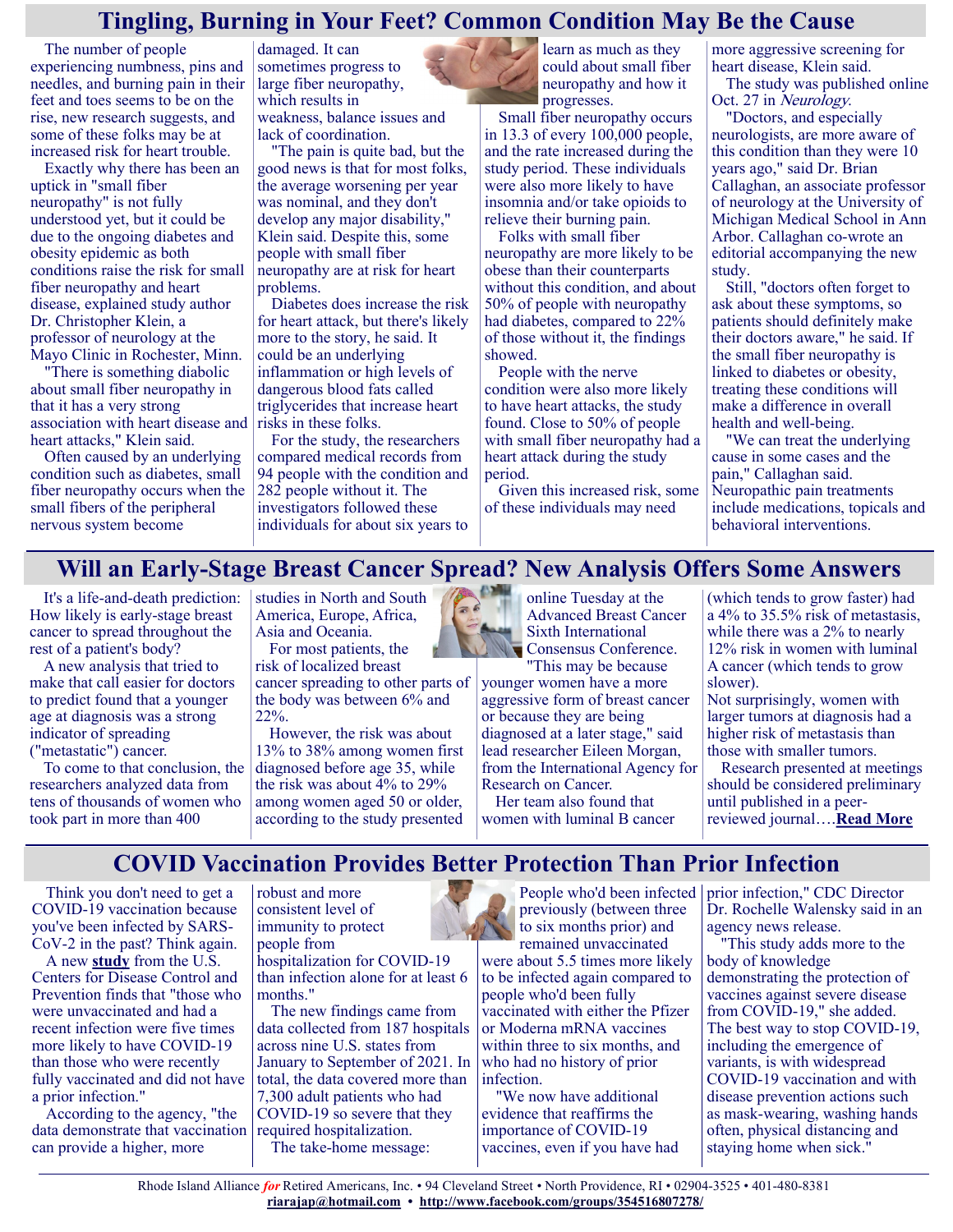# Tingling, Burning in Your Feet? Common Condition May Be the Cause

The number of people experiencing numbness, pins and needles, and burning pain in their feet and toes seems to be on the rise, new research suggests, and some of these folks may be at increased risk for heart trouble.

Exactly why there has been an uptick in "small fiber neuropathy" is not fully understood yet, but it could be due to the ongoing diabetes and obesity epidemic as both conditions raise the risk for small fiber neuropathy and heart disease, explained study author Dr. Christopher Klein, a professor of neurology at the Mayo Clinic in Rochester, Minn.

"There is something diabolic about small fiber neuropathy in that it has a very strong association with heart disease and heart attacks," Klein said.

Often caused by an underlying condition such as diabetes, small fiber neuropathy occurs when the small fibers of the peripheral nervous system become damaged. It can sometimes progress to large fiber neuropathy, which results in weakness, balance issues and lack of coordination.

"The pain is quite bad, but the good news is that for most folks, the average worsening per year was nominal, and they don't develop any major disability," Klein said. Despite this, some people with small fiber neuropathy are at risk for heart problems.

Diabetes does increase the risk for heart attack, but there's likely more to the story, he said. It could be an underlying inflammation or high levels of dangerous blood fats called triglycerides that increase heart risks in these folks.

For the study, the researchers compared medical records from 94 people with the condition and 282 people without it. The investigators followed these individuals for about six years to learn as much as they could about small fiber neuropathy and how it progresses.

Small fiber neuropathy occurs in 13.3 of every 100,000 people, and the rate increased during the study period. These individuals were also more likely to have insomnia and/or take opioids to relieve their burning pain.

Folks with small fiber neuropathy are more likely to be obese than their counterparts without this condition, and about 50% of people with neuropathy had diabetes, compared to 22% of those without it, the findings showed.

People with the nerve condition were also more likely to have heart attacks, the study found. Close to 50% of people with small fiber neuropathy had a heart attack during the study period.

Given this increased risk, some of these individuals may need more aggressive screening for heart disease, Klein said.

The study was published online Oct. 27 in *Neurology*.

"Doctors, and especially neurologists, are more aware of this condition than they were 10 years ago," said Dr. Brian Callaghan, an associate professor of neurology at the University of Michigan Medical School in Ann Arbor. Callaghan co-wrote an editorial accompanying the new study.

Still, "doctors often forget to ask about these symptoms, so patients should definitely make their doctors aware," he said. If the small fiber neuropathy is linked to diabetes or obesity, treating these conditions will make a difference in overall health and well-being.

"We can treat the underlying cause in some cases and the pain," Callaghan said. Neuropathic pain treatments include medications, topicals and behavioral interventions.

# Will an Early-Stage Breast Cancer Spread? New Analysis Offers Some Answers

It's a life-and-death prediction: How likely is early-stage breast cancer to spread throughout the rest of a patient's body?

A new analysis that tried to make that call easier for doctors to predict found that a younger age at diagnosis was a strong indicator of spreading ("metastatic") cancer.

To come to that conclusion, the researchers analyzed data from tens of thousands of women who took part in more than 400 studies in North and South America, Europe, Africa, Asia and Oceania.

For most patients, the risk of localized breast cancer spreading to other parts of the body was between 6% and 22%.

However, the risk was about 13% to 38% among women first diagnosed before age 35, while the risk was about 4% to 29% among women aged 50 or older, according to the study presented online Tuesday at the Advanced Breast Cancer Sixth International Consensus Conference.

"This may be because younger women have a more aggressive form of breast cancer or because they are being diagnosed at a later stage," said lead researcher Eileen Morgan, from the International Agency for Research on Cancer.

Her team also found that women with luminal B cancer (which tends to grow faster) had a 4% to 35.5% risk of metastasis, while there was a 2% to nearly 12% risk in women with luminal A cancer (which tends to grow slower).

Not surprisingly, women with larger tumors at diagnosis had a higher risk of metastasis than those with smaller tumors.

Research presented at meetings should be considered preliminary until published in a peer-reviewed journal….**Read More**

# COVID Vaccination Provides Better Protection Than Prior Infection

Think you don't need to get a COVID-19 vaccination because you've been infected by SARS-CoV-2 in the past? Think again.

A new **study** from the U.S. Centers for Disease Control and Prevention finds that "those who were unvaccinated and had a recent infection were five times more likely to have COVID-19 than those who were recently fully vaccinated and did not have a prior infection."

According to the agency, "the data demonstrate that vaccination can provide a higher, more robust and more consistent level of immunity to protect people from hospitalization for COVID-19 than infection alone for at least 6 months."

The new findings came from data collected from 187 hospitals across nine U.S. states from January to September of 2021. In total, the data covered more than 7,300 adult patients who had COVID-19 so severe that they required hospitalization.

The take-home message: People who'd been infected previously (between three to six months prior) and remained unvaccinated were about 5.5 times more likely to be infected again compared to people who'd been fully vaccinated with either the Pfizer or Moderna mRNA vaccines within three to six months, and who had no history of prior infection.

"We now have additional evidence that reaffirms the importance of COVID-19 vaccines, even if you have had prior infection," CDC Director Dr. Rochelle Walensky said in an agency news release.

"This study adds more to the body of knowledge demonstrating the protection of vaccines against severe disease from COVID-19," she added. The best way to stop COVID-19, including the emergence of variants, is with widespread COVID-19 vaccination and with disease prevention actions such as mask-wearing, washing hands often, physical distancing and staying home when sick."

Rhode Island Alliance *for* Retired Americans, Inc. • 94 Cleveland Street • North Providence, RI • 02904-3525 • 401-480-8381
**riarajap@hotmail.com** • **http://www.facebook.com/groups/354516807278/**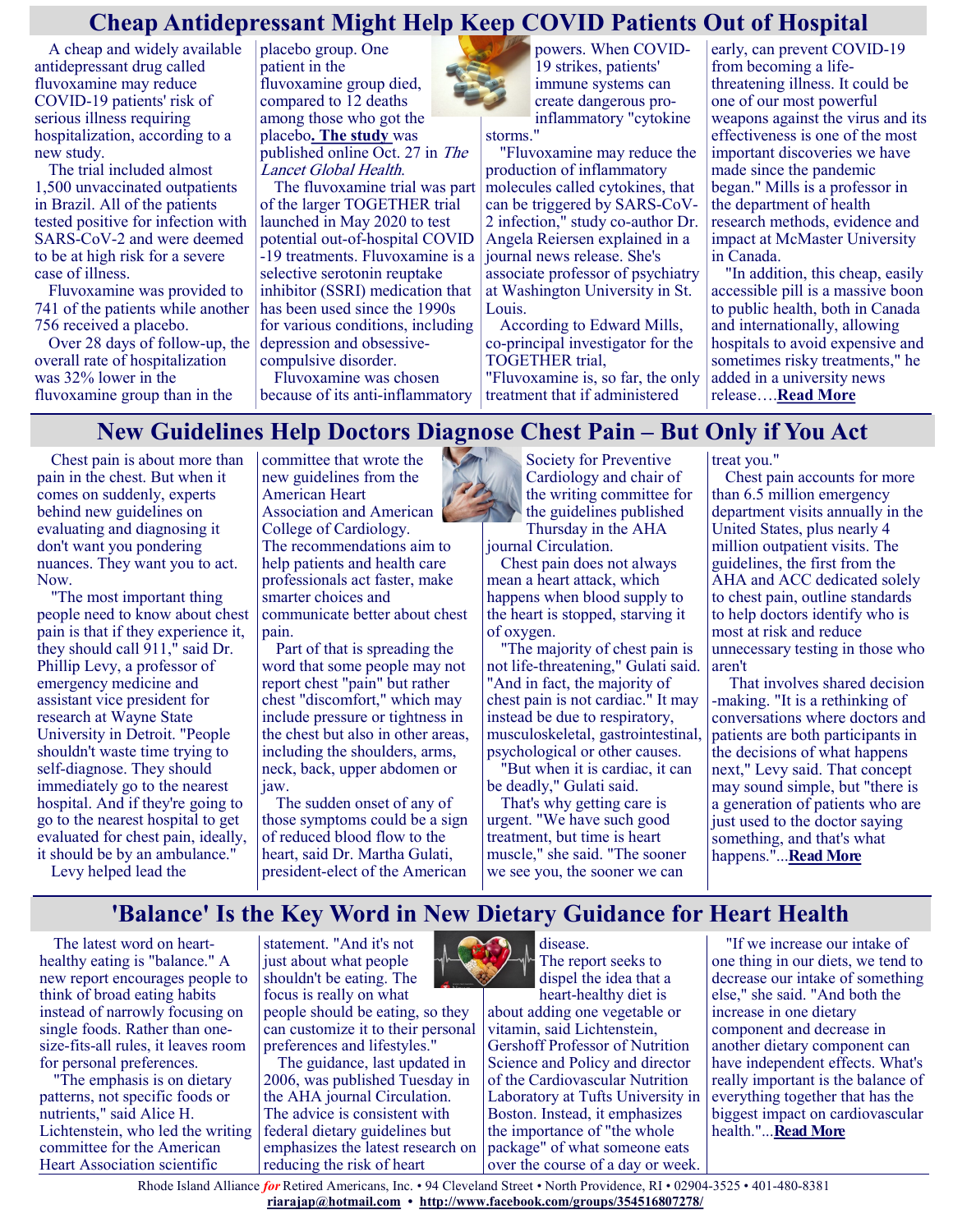## Cheap Antidepressant Might Help Keep COVID Patients Out of Hospital

A cheap and widely available antidepressant drug called fluvoxamine may reduce COVID-19 patients' risk of serious illness requiring hospitalization, according to a new study.

The trial included almost 1,500 unvaccinated outpatients in Brazil. All of the patients tested positive for infection with SARS-CoV-2 and were deemed to be at high risk for a severe case of illness.

Fluvoxamine was provided to 741 of the patients while another 756 received a placebo.

Over 28 days of follow-up, the overall rate of hospitalization was 32% lower in the fluvoxamine group than in the placebo group. One patient in the fluvoxamine group died, compared to 12 deaths among those who got the placebo**. The study** was published online Oct. 27 in *The Lancet Global Health*.

The fluvoxamine trial was part of the larger TOGETHER trial launched in May 2020 to test potential out-of-hospital COVID-19 treatments. Fluvoxamine is a selective serotonin reuptake inhibitor (SSRI) medication that has been used since the 1990s for various conditions, including depression and obsessive-compulsive disorder.

Fluvoxamine was chosen because of its anti-inflammatory powers. When COVID-19 strikes, patients' immune systems can create dangerous pro-inflammatory "cytokine storms."

"Fluvoxamine may reduce the production of inflammatory molecules called cytokines, that can be triggered by SARS-CoV-2 infection," study co-author Dr. Angela Reiersen explained in a journal news release. She's associate professor of psychiatry at Washington University in St. Louis.

According to Edward Mills, co-principal investigator for the TOGETHER trial, "Fluvoxamine is, so far, the only treatment that if administered early, can prevent COVID-19 from becoming a life-threatening illness. It could be one of our most powerful weapons against the virus and its effectiveness is one of the most important discoveries we have made since the pandemic began." Mills is a professor in the department of health research methods, evidence and impact at McMaster University in Canada.

"In addition, this cheap, easily accessible pill is a massive boon to public health, both in Canada and internationally, allowing hospitals to avoid expensive and sometimes risky treatments," he added in a university news release….**Read More**

## New Guidelines Help Doctors Diagnose Chest Pain – But Only if You Act

Chest pain is about more than pain in the chest. But when it comes on suddenly, experts behind new guidelines on evaluating and diagnosing it don't want you pondering nuances. They want you to act. Now.

"The most important thing people need to know about chest pain is that if they experience it, they should call 911," said Dr. Phillip Levy, a professor of emergency medicine and assistant vice president for research at Wayne State University in Detroit. "People shouldn't waste time trying to self-diagnose. They should immediately go to the nearest hospital. And if they're going to go to the nearest hospital to get evaluated for chest pain, ideally, it should be by an ambulance."

Levy helped lead the committee that wrote the new guidelines from the American Heart Association and American College of Cardiology. The recommendations aim to help patients and health care professionals act faster, make smarter choices and communicate better about chest pain.

Part of that is spreading the word that some people may not report chest "pain" but rather chest "discomfort," which may include pressure or tightness in the chest but also in other areas, including the shoulders, arms, neck, back, upper abdomen or jaw.

The sudden onset of any of those symptoms could be a sign of reduced blood flow to the heart, said Dr. Martha Gulati, president-elect of the American Society for Preventive Cardiology and chair of the writing committee for the guidelines published Thursday in the AHA journal Circulation.

Chest pain does not always mean a heart attack, which happens when blood supply to the heart is stopped, starving it of oxygen.

"The majority of chest pain is not life-threatening," Gulati said. "And in fact, the majority of chest pain is not cardiac." It may instead be due to respiratory, musculoskeletal, gastrointestinal, psychological or other causes.

"But when it is cardiac, it can be deadly," Gulati said.

That's why getting care is urgent. "We have such good treatment, but time is heart muscle," she said. "The sooner we see you, the sooner we can treat you."

Chest pain accounts for more than 6.5 million emergency department visits annually in the United States, plus nearly 4 million outpatient visits. The guidelines, the first from the AHA and ACC dedicated solely to chest pain, outline standards to help doctors identify who is most at risk and reduce unnecessary testing in those who aren't

That involves shared decision-making. "It is a rethinking of conversations where doctors and patients are both participants in the decisions of what happens next," Levy said. That concept may sound simple, but "there is a generation of patients who are just used to the doctor saying something, and that's what happens."...**Read More**

## 'Balance' Is the Key Word in New Dietary Guidance for Heart Health

The latest word on heart-healthy eating is "balance." A new report encourages people to think of broad eating habits instead of narrowly focusing on single foods. Rather than one-size-fits-all rules, it leaves room for personal preferences.

"The emphasis is on dietary patterns, not specific foods or nutrients," said Alice H. Lichtenstein, who led the writing committee for the American Heart Association scientific statement. "And it's not just about what people shouldn't be eating. The focus is really on what people should be eating, so they can customize it to their personal preferences and lifestyles."

The guidance, last updated in 2006, was published Tuesday in the AHA journal Circulation. The advice is consistent with federal dietary guidelines but emphasizes the latest research on reducing the risk of heart disease.

The report seeks to dispel the idea that a heart-healthy diet is about adding one vegetable or vitamin, said Lichtenstein, Gershoff Professor of Nutrition Science and Policy and director of the Cardiovascular Nutrition Laboratory at Tufts University in Boston. Instead, it emphasizes the importance of "the whole package" of what someone eats over the course of a day or week.

"If we increase our intake of one thing in our diets, we tend to decrease our intake of something else," she said. "And both the increase in one dietary component and decrease in another dietary component can have independent effects. What's really important is the balance of everything together that has the biggest impact on cardiovascular health."...**Read More**

Rhode Island Alliance *for* Retired Americans, Inc. • 94 Cleveland Street • North Providence, RI • 02904-3525 • 401-480-8381
riarajap@hotmail.com • http://www.facebook.com/groups/354516807278/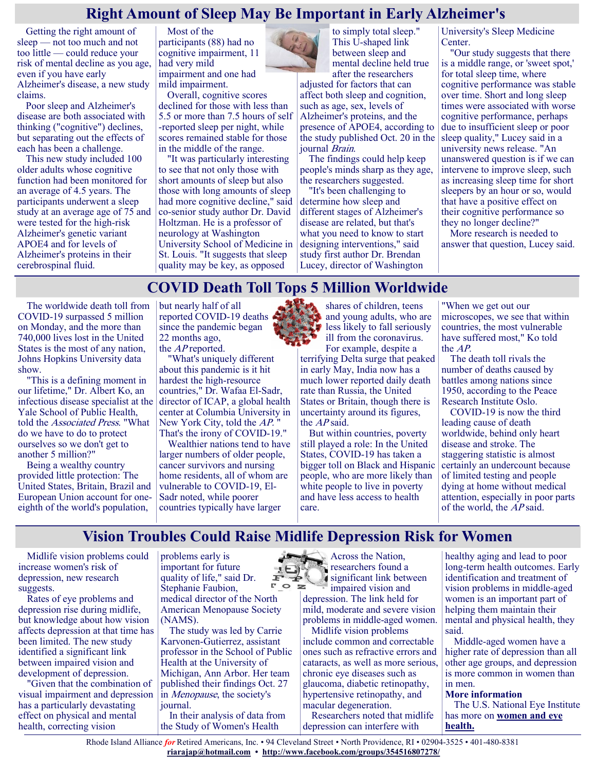# Right Amount of Sleep May Be Important in Early Alzheimer's

Getting the right amount of sleep — not too much and not too little — could reduce your risk of mental decline as you age, even if you have early Alzheimer's disease, a new study claims.

Poor sleep and Alzheimer's disease are both associated with thinking ("cognitive") declines, but separating out the effects of each has been a challenge.

This new study included 100 older adults whose cognitive function had been monitored for an average of 4.5 years. The participants underwent a sleep study at an average age of 75 and were tested for the high-risk Alzheimer's genetic variant APOE4 and for levels of Alzheimer's proteins in their cerebrospinal fluid.

Most of the participants (88) had no cognitive impairment, 11 had very mild impairment and one had mild impairment.

Overall, cognitive scores declined for those with less than 5.5 or more than 7.5 hours of self-reported sleep per night, while scores remained stable for those in the middle of the range.

"It was particularly interesting to see that not only those with short amounts of sleep but also those with long amounts of sleep had more cognitive decline," said co-senior study author Dr. David Holtzman. He is a professor of neurology at Washington University School of Medicine in St. Louis. "It suggests that sleep quality may be key, as opposed to simply total sleep."

This U-shaped link between sleep and mental decline held true after the researchers adjusted for factors that can affect both sleep and cognition, such as age, sex, levels of Alzheimer's proteins, and the presence of APOE4, according to the study published Oct. 20 in the journal *Brain*.

The findings could help keep people's minds sharp as they age, the researchers suggested.

"It's been challenging to determine how sleep and different stages of Alzheimer's disease are related, but that's what you need to know to start designing interventions," said study first author Dr. Brendan Lucey, director of Washington University's Sleep Medicine Center.

"Our study suggests that there is a middle range, or 'sweet spot,' for total sleep time, where cognitive performance was stable over time. Short and long sleep times were associated with worse cognitive performance, perhaps due to insufficient sleep or poor sleep quality," Lucey said in a university news release. "An unanswered question is if we can intervene to improve sleep, such as increasing sleep time for short sleepers by an hour or so, would that have a positive effect on their cognitive performance so they no longer decline?"

More research is needed to answer that question, Lucey said.

# COVID Death Toll Tops 5 Million Worldwide

The worldwide death toll from COVID-19 surpassed 5 million on Monday, and the more than 740,000 lives lost in the United States is the most of any nation, Johns Hopkins University data show.

"This is a defining moment in our lifetime," Dr. Albert Ko, an infectious disease specialist at the Yale School of Public Health, told the *Associated Press*. "What do we have to do to protect ourselves so we don't get to another 5 million?"

Being a wealthy country provided little protection: The United States, Britain, Brazil and European Union account for one-eighth of the world's population, but nearly half of all reported COVID-19 deaths since the pandemic began 22 months ago, the *AP* reported.

"What's uniquely different about this pandemic is it hit hardest the high-resource countries," Dr. Wafaa El-Sadr, director of ICAP, a global health center at Columbia University in New York City, told the *AP*. "That's the irony of COVID-19."

Wealthier nations tend to have larger numbers of older people, cancer survivors and nursing home residents, all of whom are vulnerable to COVID-19, El-Sadr noted, while poorer countries typically have larger shares of children, teens and young adults, who are less likely to fall seriously ill from the coronavirus.

For example, despite a terrifying Delta surge that peaked in early May, India now has a much lower reported daily death rate than Russia, the United States or Britain, though there is uncertainty around its figures, the *AP* said.

But within countries, poverty still played a role: In the United States, COVID-19 has taken a bigger toll on Black and Hispanic people, who are more likely than white people to live in poverty and have less access to health care.

"When we get out our microscopes, we see that within countries, the most vulnerable have suffered most," Ko told the *AP*.

The death toll rivals the number of deaths caused by battles among nations since 1950, according to the Peace Research Institute Oslo.

COVID-19 is now the third leading cause of death worldwide, behind only heart disease and stroke. The staggering statistic is almost certainly an undercount because of limited testing and people dying at home without medical attention, especially in poor parts of the world, the *AP* said.

# Vision Troubles Could Raise Midlife Depression Risk for Women

Midlife vision problems could increase women's risk of depression, new research suggests.

Rates of eye problems and depression rise during midlife, but knowledge about how vision affects depression at that time has been limited. The new study identified a significant link between impaired vision and development of depression.

"Given that the combination of visual impairment and depression has a particularly devastating effect on physical and mental health, correcting vision problems early is important for future quality of life," said Dr. Stephanie Faubion, medical director of the North American Menopause Society (NAMS).

The study was led by Carrie Karvonen-Gutierrez, assistant professor in the School of Public Health at the University of Michigan, Ann Arbor. Her team published their findings Oct. 27 in *Menopause*, the society's journal.

In their analysis of data from the Study of Women's Health Across the Nation, researchers found a significant link between impaired vision and depression. The link held for mild, moderate and severe vision problems in middle-aged women.

Midlife vision problems include common and correctable ones such as refractive errors and cataracts, as well as more serious, chronic eye diseases such as glaucoma, diabetic retinopathy, hypertensive retinopathy, and macular degeneration.

Researchers noted that midlife depression can interfere with healthy aging and lead to poor long-term health outcomes. Early identification and treatment of vision problems in middle-aged women is an important part of helping them maintain their mental and physical health, they said.

Middle-aged women have a higher rate of depression than all other age groups, and depression is more common in women than in men.

**More information**

The U.S. National Eye Institute has more on **women and eye health.**

Rhode Island Alliance *for* Retired Americans, Inc. • 94 Cleveland Street • North Providence, RI • 02904-3525 • 401-480-8381
**riarajap@hotmail.com** • **http://www.facebook.com/groups/354516807278/**